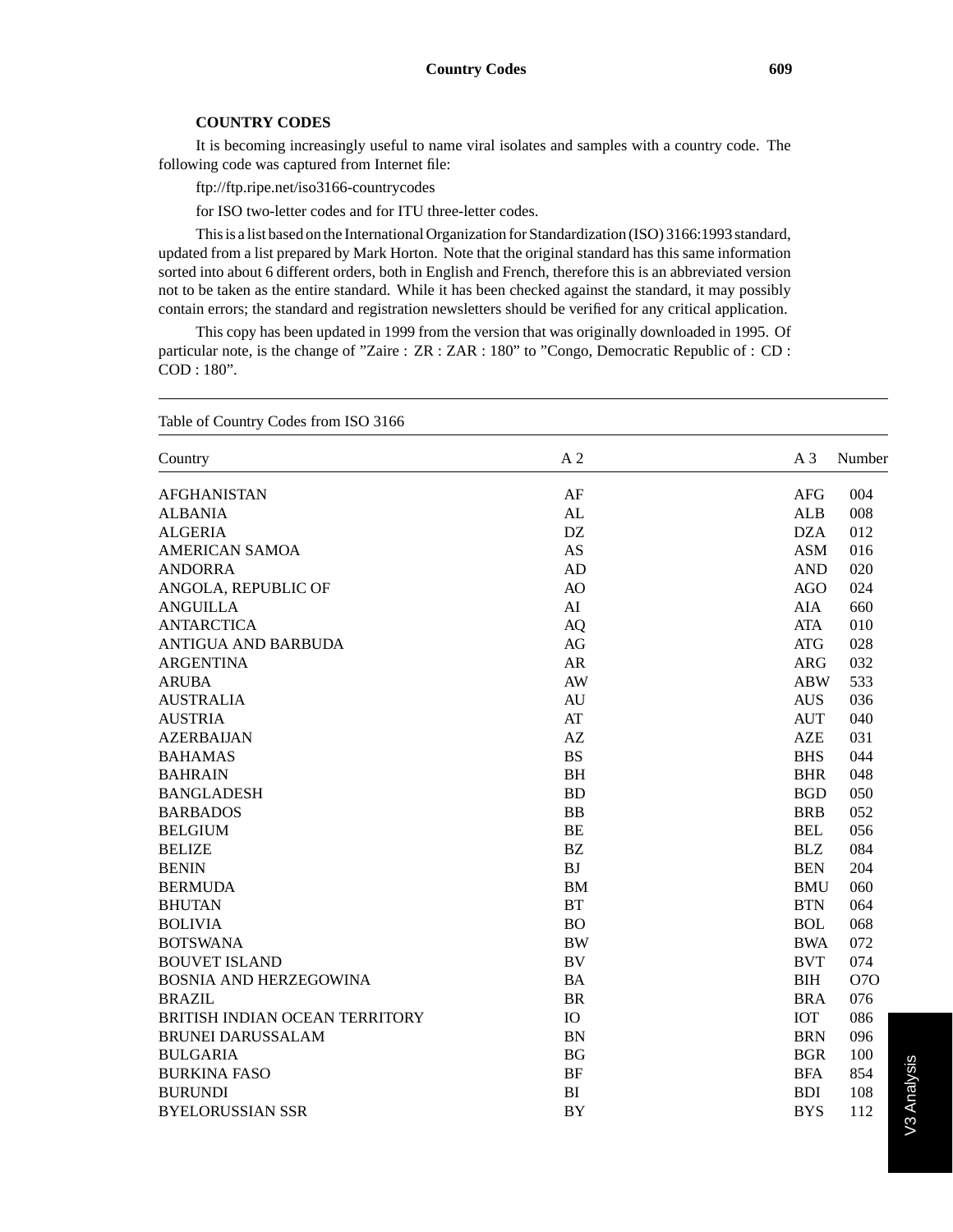## COUNTRY CODES

It is becoming increasingly useful to name viral isolates and samples with a country code. The following code was captured from Internet file:

ftp://ftp.ripe.net/iso3166-countrycodes

for ISO two-letter codes and for ITU three-letter codes.

This is a list based on the International Organization for Standardization (ISO) 3166:1993 standard, updated from a list prepared by Mark Horton. Note that the original standard has this same information sorted into about 6 different orders, both in English and French, therefore this is an abbreviated version not to be taken as the entire standard. While it has been checked against the standard, it may possibly contain errors; the standard and registration newsletters should be verified for any critical application.

This copy has been updated in 1999 from the version that was originally downloaded in 1995. Of particular note, is the change of "Zaire : ZR : ZAR : 180" to "Congo, Democratic Republic of : CD : COD : 180".

Table of Country Codes from ISO 3166

| Country | A 2 | A 3 | Number |
|---|---|---|---|
| AFGHANISTAN | AF | AFG | 004 |
| ALBANIA | AL | ALB | 008 |
| ALGERIA | DZ | DZA | 012 |
| AMERICAN SAMOA | AS | ASM | 016 |
| ANDORRA | AD | AND | 020 |
| ANGOLA, REPUBLIC OF | AO | AGO | 024 |
| ANGUILLA | AI | AIA | 660 |
| ANTARCTICA | AQ | ATA | 010 |
| ANTIGUA AND BARBUDA | AG | ATG | 028 |
| ARGENTINA | AR | ARG | 032 |
| ARUBA | AW | ABW | 533 |
| AUSTRALIA | AU | AUS | 036 |
| AUSTRIA | AT | AUT | 040 |
| AZERBAIJAN | AZ | AZE | 031 |
| BAHAMAS | BS | BHS | 044 |
| BAHRAIN | BH | BHR | 048 |
| BANGLADESH | BD | BGD | 050 |
| BARBADOS | BB | BRB | 052 |
| BELGIUM | BE | BEL | 056 |
| BELIZE | BZ | BLZ | 084 |
| BENIN | BJ | BEN | 204 |
| BERMUDA | BM | BMU | 060 |
| BHUTAN | BT | BTN | 064 |
| BOLIVIA | BO | BOL | 068 |
| BOTSWANA | BW | BWA | 072 |
| BOUVET ISLAND | BV | BVT | 074 |
| BOSNIA AND HERZEGOWINA | BA | BIH | O7O |
| BRAZIL | BR | BRA | 076 |
| BRITISH INDIAN OCEAN TERRITORY | IO | IOT | 086 |
| BRUNEI DARUSSALAM | BN | BRN | 096 |
| BULGARIA | BG | BGR | 100 |
| BURKINA FASO | BF | BFA | 854 |
| BURUNDI | BI | BDI | 108 |
| BYELORUSSIAN SSR | BY | BYS | 112 |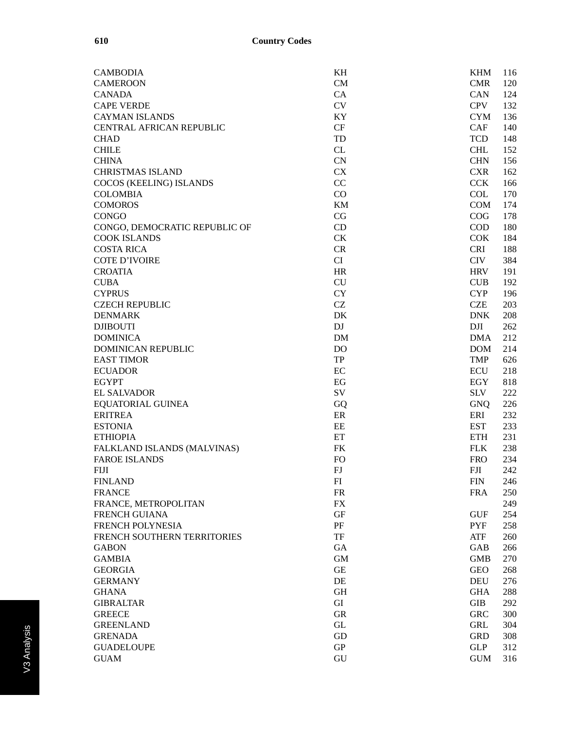| | | | |
|---|---|---|---|
| CAMBODIA | KH | KHM | 116 |
| CAMEROON | CM | CMR | 120 |
| CANADA | CA | CAN | 124 |
| CAPE VERDE | CV | CPV | 132 |
| CAYMAN ISLANDS | KY | CYM | 136 |
| CENTRAL AFRICAN REPUBLIC | CF | CAF | 140 |
| CHAD | TD | TCD | 148 |
| CHILE | CL | CHL | 152 |
| CHINA | CN | CHN | 156 |
| CHRISTMAS ISLAND | CX | CXR | 162 |
| COCOS (KEELING) ISLANDS | CC | CCK | 166 |
| COLOMBIA | CO | COL | 170 |
| COMOROS | KM | COM | 174 |
| CONGO | CG | COG | 178 |
| CONGO, DEMOCRATIC REPUBLIC OF | CD | COD | 180 |
| COOK ISLANDS | CK | COK | 184 |
| COSTA RICA | CR | CRI | 188 |
| COTE D'IVOIRE | CI | CIV | 384 |
| CROATIA | HR | HRV | 191 |
| CUBA | CU | CUB | 192 |
| CYPRUS | CY | CYP | 196 |
| CZECH REPUBLIC | CZ | CZE | 203 |
| DENMARK | DK | DNK | 208 |
| DJIBOUTI | DJ | DJI | 262 |
| DOMINICA | DM | DMA | 212 |
| DOMINICAN REPUBLIC | DO | DOM | 214 |
| EAST TIMOR | TP | TMP | 626 |
| ECUADOR | EC | ECU | 218 |
| EGYPT | EG | EGY | 818 |
| EL SALVADOR | SV | SLV | 222 |
| EQUATORIAL GUINEA | GQ | GNQ | 226 |
| ERITREA | ER | ERI | 232 |
| ESTONIA | EE | EST | 233 |
| ETHIOPIA | ET | ETH | 231 |
| FALKLAND ISLANDS (MALVINAS) | FK | FLK | 238 |
| FAROE ISLANDS | FO | FRO | 234 |
| FIJI | FJ | FJI | 242 |
| FINLAND | FI | FIN | 246 |
| FRANCE | FR | FRA | 250 |
| FRANCE, METROPOLITAN | FX | | 249 |
| FRENCH GUIANA | GF | GUF | 254 |
| FRENCH POLYNESIA | PF | PYF | 258 |
| FRENCH SOUTHERN TERRITORIES | TF | ATF | 260 |
| GABON | GA | GAB | 266 |
| GAMBIA | GM | GMB | 270 |
| GEORGIA | GE | GEO | 268 |
| GERMANY | DE | DEU | 276 |
| GHANA | GH | GHA | 288 |
| GIBRALTAR | GI | GIB | 292 |
| GREECE | GR | GRC | 300 |
| GREENLAND | GL | GRL | 304 |
| GRENADA | GD | GRD | 308 |
| GUADELOUPE | GP | GLP | 312 |
| GUAM | GU | GUM | 316 |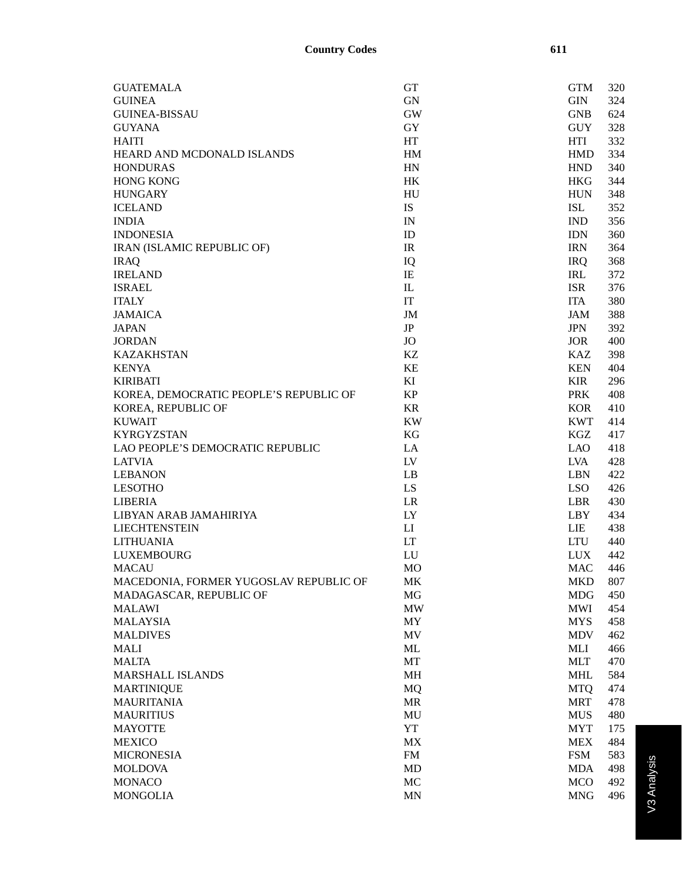| | | | |
|---|---|---|---|
| GUATEMALA | GT | GTM | 320 |
| GUINEA | GN | GIN | 324 |
| GUINEA-BISSAU | GW | GNB | 624 |
| GUYANA | GY | GUY | 328 |
| HAITI | HT | HTI | 332 |
| HEARD AND MCDONALD ISLANDS | HM | HMD | 334 |
| HONDURAS | HN | HND | 340 |
| HONG KONG | HK | HKG | 344 |
| HUNGARY | HU | HUN | 348 |
| ICELAND | IS | ISL | 352 |
| INDIA | IN | IND | 356 |
| INDONESIA | ID | IDN | 360 |
| IRAN (ISLAMIC REPUBLIC OF) | IR | IRN | 364 |
| IRAQ | IQ | IRQ | 368 |
| IRELAND | IE | IRL | 372 |
| ISRAEL | IL | ISR | 376 |
| ITALY | IT | ITA | 380 |
| JAMAICA | JM | JAM | 388 |
| JAPAN | JP | JPN | 392 |
| JORDAN | JO | JOR | 400 |
| KAZAKHSTAN | KZ | KAZ | 398 |
| KENYA | KE | KEN | 404 |
| KIRIBATI | KI | KIR | 296 |
| KOREA, DEMOCRATIC PEOPLE'S REPUBLIC OF | KP | PRK | 408 |
| KOREA, REPUBLIC OF | KR | KOR | 410 |
| KUWAIT | KW | KWT | 414 |
| KYRGYZSTAN | KG | KGZ | 417 |
| LAO PEOPLE'S DEMOCRATIC REPUBLIC | LA | LAO | 418 |
| LATVIA | LV | LVA | 428 |
| LEBANON | LB | LBN | 422 |
| LESOTHO | LS | LSO | 426 |
| LIBERIA | LR | LBR | 430 |
| LIBYAN ARAB JAMAHIRIYA | LY | LBY | 434 |
| LIECHTENSTEIN | LI | LIE | 438 |
| LITHUANIA | LT | LTU | 440 |
| LUXEMBOURG | LU | LUX | 442 |
| MACAU | MO | MAC | 446 |
| MACEDONIA, FORMER YUGOSLAV REPUBLIC OF | MK | MKD | 807 |
| MADAGASCAR, REPUBLIC OF | MG | MDG | 450 |
| MALAWI | MW | MWI | 454 |
| MALAYSIA | MY | MYS | 458 |
| MALDIVES | MV | MDV | 462 |
| MALI | ML | MLI | 466 |
| MALTA | MT | MLT | 470 |
| MARSHALL ISLANDS | MH | MHL | 584 |
| MARTINIQUE | MQ | MTQ | 474 |
| MAURITANIA | MR | MRT | 478 |
| MAURITIUS | MU | MUS | 480 |
| MAYOTTE | YT | MYT | 175 |
| MEXICO | MX | MEX | 484 |
| MICRONESIA | FM | FSM | 583 |
| MOLDOVA | MD | MDA | 498 |
| MONACO | MC | MCO | 492 |
| MONGOLIA | MN | MNG | 496 |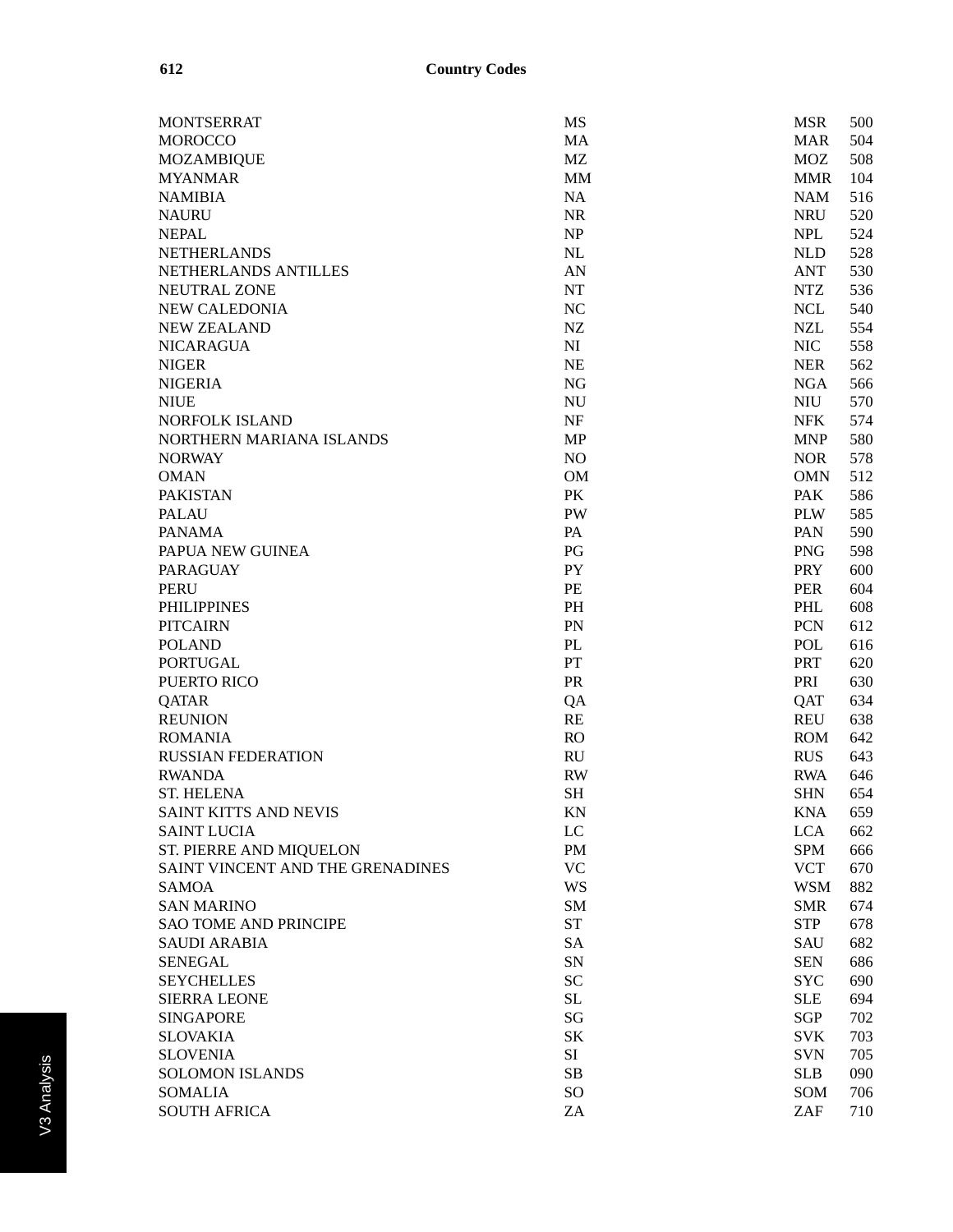| | | | |
|---|---|---|---|
| MONTSERRAT | MS | MSR | 500 |
| MOROCCO | MA | MAR | 504 |
| MOZAMBIQUE | MZ | MOZ | 508 |
| MYANMAR | MM | MMR | 104 |
| NAMIBIA | NA | NAM | 516 |
| NAURU | NR | NRU | 520 |
| NEPAL | NP | NPL | 524 |
| NETHERLANDS | NL | NLD | 528 |
| NETHERLANDS ANTILLES | AN | ANT | 530 |
| NEUTRAL ZONE | NT | NTZ | 536 |
| NEW CALEDONIA | NC | NCL | 540 |
| NEW ZEALAND | NZ | NZL | 554 |
| NICARAGUA | NI | NIC | 558 |
| NIGER | NE | NER | 562 |
| NIGERIA | NG | NGA | 566 |
| NIUE | NU | NIU | 570 |
| NORFOLK ISLAND | NF | NFK | 574 |
| NORTHERN MARIANA ISLANDS | MP | MNP | 580 |
| NORWAY | NO | NOR | 578 |
| OMAN | OM | OMN | 512 |
| PAKISTAN | PK | PAK | 586 |
| PALAU | PW | PLW | 585 |
| PANAMA | PA | PAN | 590 |
| PAPUA NEW GUINEA | PG | PNG | 598 |
| PARAGUAY | PY | PRY | 600 |
| PERU | PE | PER | 604 |
| PHILIPPINES | PH | PHL | 608 |
| PITCAIRN | PN | PCN | 612 |
| POLAND | PL | POL | 616 |
| PORTUGAL | PT | PRT | 620 |
| PUERTO RICO | PR | PRI | 630 |
| QATAR | QA | QAT | 634 |
| REUNION | RE | REU | 638 |
| ROMANIA | RO | ROM | 642 |
| RUSSIAN FEDERATION | RU | RUS | 643 |
| RWANDA | RW | RWA | 646 |
| ST. HELENA | SH | SHN | 654 |
| SAINT KITTS AND NEVIS | KN | KNA | 659 |
| SAINT LUCIA | LC | LCA | 662 |
| ST. PIERRE AND MIQUELON | PM | SPM | 666 |
| SAINT VINCENT AND THE GRENADINES | VC | VCT | 670 |
| SAMOA | WS | WSM | 882 |
| SAN MARINO | SM | SMR | 674 |
| SAO TOME AND PRINCIPE | ST | STP | 678 |
| SAUDI ARABIA | SA | SAU | 682 |
| SENEGAL | SN | SEN | 686 |
| SEYCHELLES | SC | SYC | 690 |
| SIERRA LEONE | SL | SLE | 694 |
| SINGAPORE | SG | SGP | 702 |
| SLOVAKIA | SK | SVK | 703 |
| SLOVENIA | SI | SVN | 705 |
| SOLOMON ISLANDS | SB | SLB | 090 |
| SOMALIA | SO | SOM | 706 |
| SOUTH AFRICA | ZA | ZAF | 710 |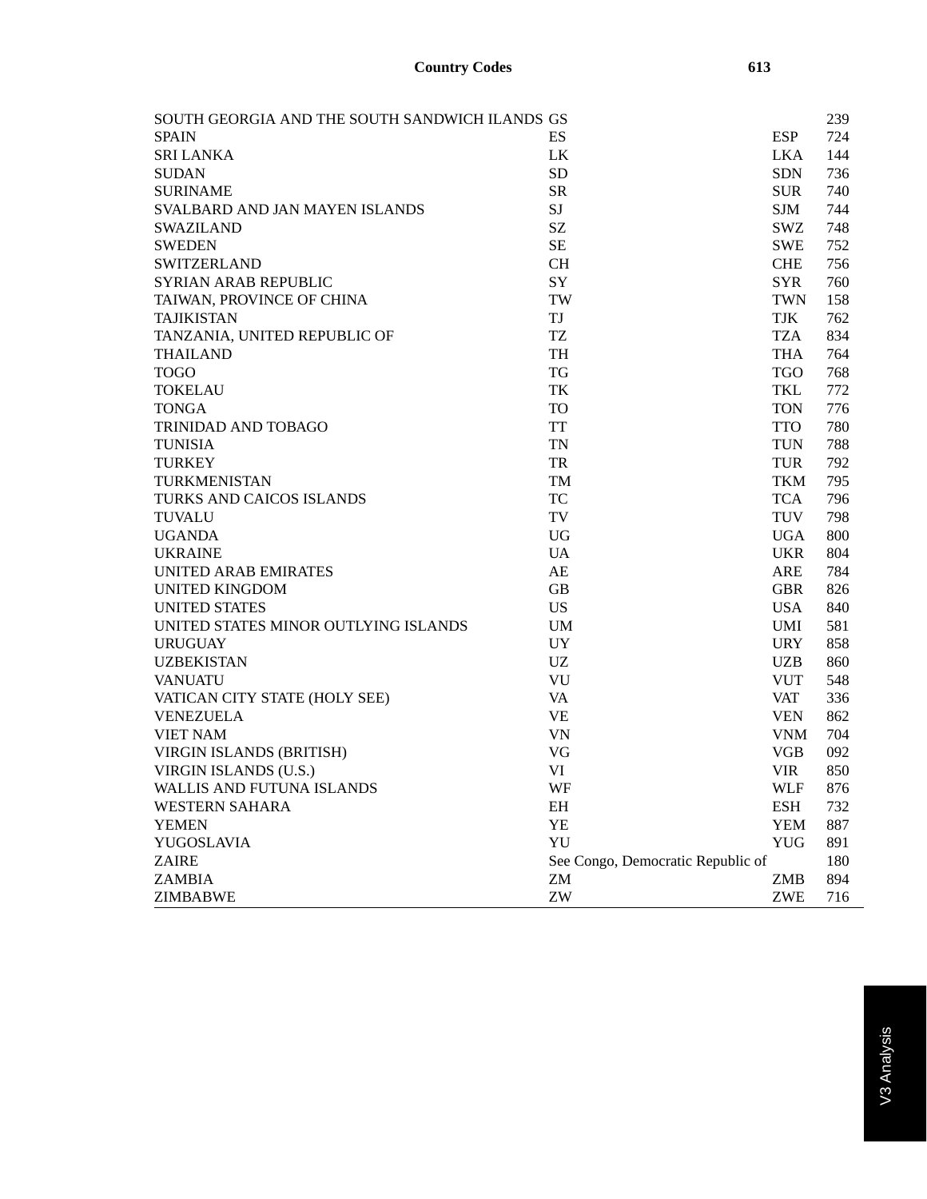| | | | |
|---|---|---|---|
| SOUTH GEORGIA AND THE SOUTH SANDWICH ILANDS | GS | | 239 |
| SPAIN | ES | ESP | 724 |
| SRI LANKA | LK | LKA | 144 |
| SUDAN | SD | SDN | 736 |
| SURINAME | SR | SUR | 740 |
| SVALBARD AND JAN MAYEN ISLANDS | SJ | SJM | 744 |
| SWAZILAND | SZ | SWZ | 748 |
| SWEDEN | SE | SWE | 752 |
| SWITZERLAND | CH | CHE | 756 |
| SYRIAN ARAB REPUBLIC | SY | SYR | 760 |
| TAIWAN, PROVINCE OF CHINA | TW | TWN | 158 |
| TAJIKISTAN | TJ | TJK | 762 |
| TANZANIA, UNITED REPUBLIC OF | TZ | TZA | 834 |
| THAILAND | TH | THA | 764 |
| TOGO | TG | TGO | 768 |
| TOKELAU | TK | TKL | 772 |
| TONGA | TO | TON | 776 |
| TRINIDAD AND TOBAGO | TT | TTO | 780 |
| TUNISIA | TN | TUN | 788 |
| TURKEY | TR | TUR | 792 |
| TURKMENISTAN | TM | TKM | 795 |
| TURKS AND CAICOS ISLANDS | TC | TCA | 796 |
| TUVALU | TV | TUV | 798 |
| UGANDA | UG | UGA | 800 |
| UKRAINE | UA | UKR | 804 |
| UNITED ARAB EMIRATES | AE | ARE | 784 |
| UNITED KINGDOM | GB | GBR | 826 |
| UNITED STATES | US | USA | 840 |
| UNITED STATES MINOR OUTLYING ISLANDS | UM | UMI | 581 |
| URUGUAY | UY | URY | 858 |
| UZBEKISTAN | UZ | UZB | 860 |
| VANUATU | VU | VUT | 548 |
| VATICAN CITY STATE (HOLY SEE) | VA | VAT | 336 |
| VENEZUELA | VE | VEN | 862 |
| VIET NAM | VN | VNM | 704 |
| VIRGIN ISLANDS (BRITISH) | VG | VGB | 092 |
| VIRGIN ISLANDS (U.S.) | VI | VIR | 850 |
| WALLIS AND FUTUNA ISLANDS | WF | WLF | 876 |
| WESTERN SAHARA | EH | ESH | 732 |
| YEMEN | YE | YEM | 887 |
| YUGOSLAVIA | YU | YUG | 891 |
| ZAIRE | See Congo, Democratic Republic of | | 180 |
| ZAMBIA | ZM | ZMB | 894 |
| ZIMBABWE | ZW | ZWE | 716 |